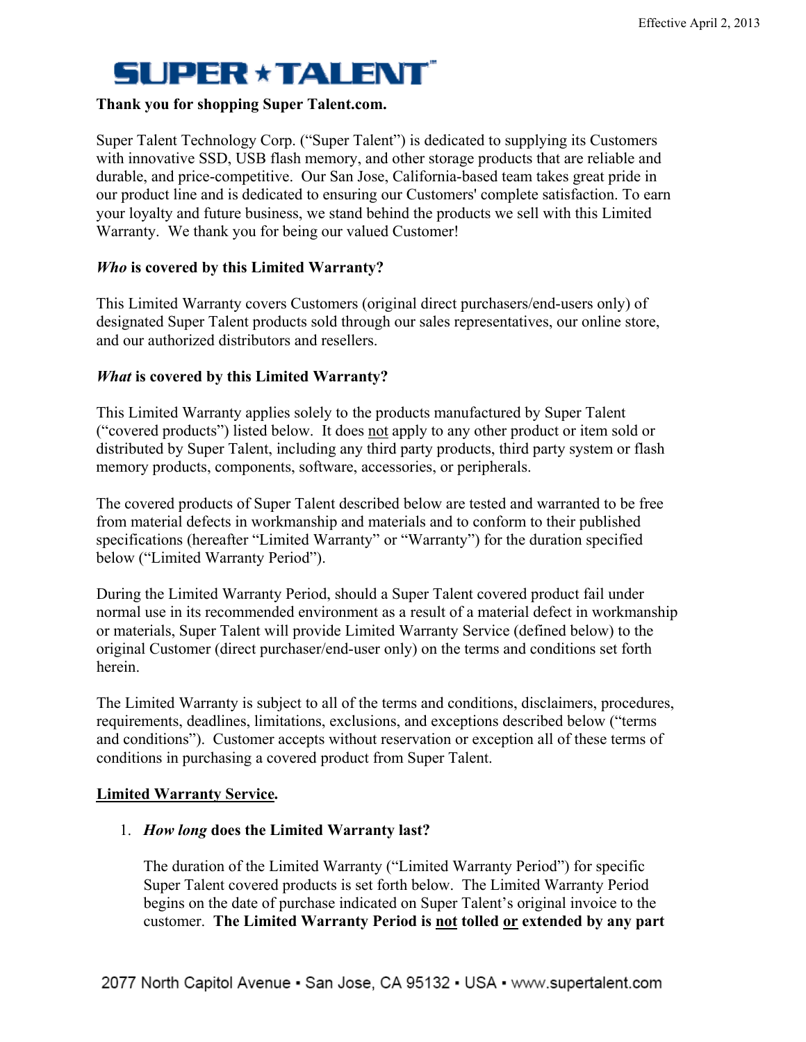Effective April 2, 2013

# SUPER ★ TALENT

**Thank you for shopping Super Talent.com.**

Super Talent Technology Corp. ("Super Talent") is dedicated to supplying its Customers with innovative SSD, USB flash memory, and other storage products that are reliable and durable, and price-competitive. Our San Jose, California-based team takes great pride in our product line and is dedicated to ensuring our Customers' complete satisfaction. To earn your loyalty and future business, we stand behind the products we sell with this Limited Warranty. We thank you for being our valued Customer!

### ***Who*** **is covered by this Limited Warranty?**

This Limited Warranty covers Customers (original direct purchasers/end-users only) of designated Super Talent products sold through our sales representatives, our online store, and our authorized distributors and resellers.

### ***What*** **is covered by this Limited Warranty?**

This Limited Warranty applies solely to the products manufactured by Super Talent ("covered products") listed below. It does <u>not</u> apply to any other product or item sold or distributed by Super Talent, including any third party products, third party system or flash memory products, components, software, accessories, or peripherals.

The covered products of Super Talent described below are tested and warranted to be free from material defects in workmanship and materials and to conform to their published specifications (hereafter "Limited Warranty" or "Warranty") for the duration specified below ("Limited Warranty Period").

During the Limited Warranty Period, should a Super Talent covered product fail under normal use in its recommended environment as a result of a material defect in workmanship or materials, Super Talent will provide Limited Warranty Service (defined below) to the original Customer (direct purchaser/end-user only) on the terms and conditions set forth herein.

The Limited Warranty is subject to all of the terms and conditions, disclaimers, procedures, requirements, deadlines, limitations, exclusions, and exceptions described below ("terms and conditions"). Customer accepts without reservation or exception all of these terms of conditions in purchasing a covered product from Super Talent.

### <u>**Limited Warranty Service**</u>.

1. ***How long*** **does the Limited Warranty last?**

   The duration of the Limited Warranty ("Limited Warranty Period") for specific Super Talent covered products is set forth below. The Limited Warranty Period begins on the date of purchase indicated on Super Talent's original invoice to the customer. **The Limited Warranty Period is <u>not</u> tolled <u>or</u> extended by any part**

2077 North Capitol Avenue ▪ San Jose, CA 95132 ▪ USA ▪ www.supertalent.com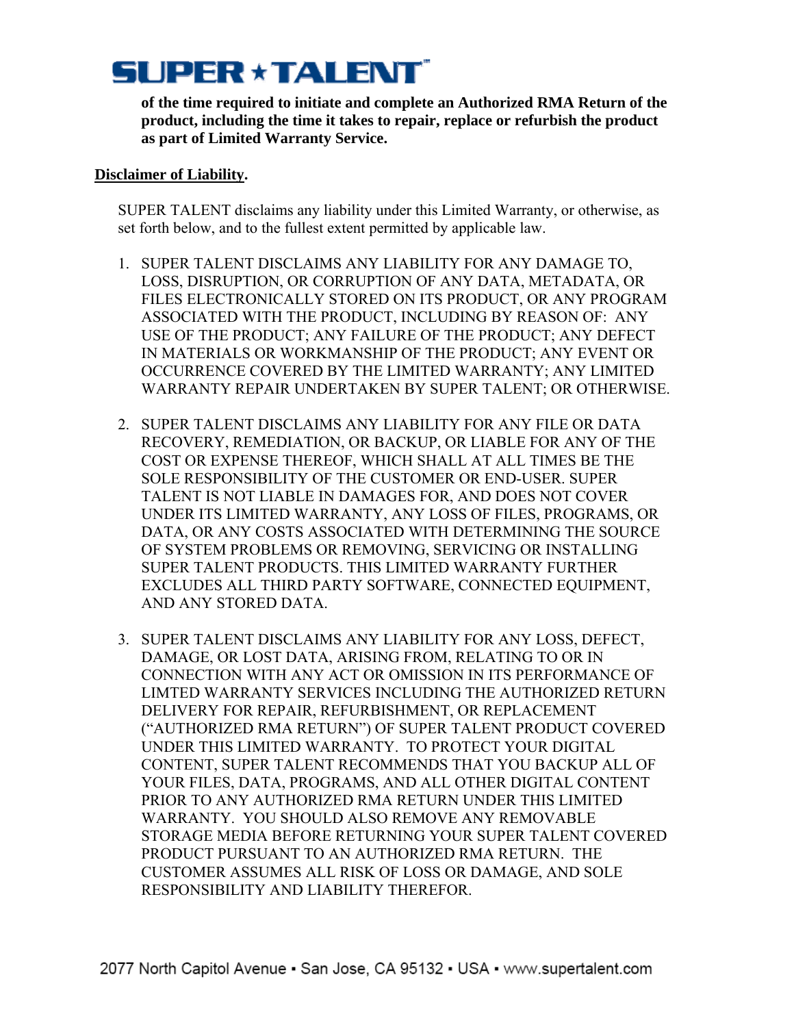**of the time required to initiate and complete an Authorized RMA Return of the product, including the time it takes to repair, replace or refurbish the product as part of Limited Warranty Service.**

**<u>Disclaimer of Liability</u>.**

SUPER TALENT disclaims any liability under this Limited Warranty, or otherwise, as set forth below, and to the fullest extent permitted by applicable law.

1. SUPER TALENT DISCLAIMS ANY LIABILITY FOR ANY DAMAGE TO, LOSS, DISRUPTION, OR CORRUPTION OF ANY DATA, METADATA, OR FILES ELECTRONICALLY STORED ON ITS PRODUCT, OR ANY PROGRAM ASSOCIATED WITH THE PRODUCT, INCLUDING BY REASON OF: ANY USE OF THE PRODUCT; ANY FAILURE OF THE PRODUCT; ANY DEFECT IN MATERIALS OR WORKMANSHIP OF THE PRODUCT; ANY EVENT OR OCCURRENCE COVERED BY THE LIMITED WARRANTY; ANY LIMITED WARRANTY REPAIR UNDERTAKEN BY SUPER TALENT; OR OTHERWISE.

2. SUPER TALENT DISCLAIMS ANY LIABILITY FOR ANY FILE OR DATA RECOVERY, REMEDIATION, OR BACKUP, OR LIABLE FOR ANY OF THE COST OR EXPENSE THEREOF, WHICH SHALL AT ALL TIMES BE THE SOLE RESPONSIBILITY OF THE CUSTOMER OR END-USER. SUPER TALENT IS NOT LIABLE IN DAMAGES FOR, AND DOES NOT COVER UNDER ITS LIMITED WARRANTY, ANY LOSS OF FILES, PROGRAMS, OR DATA, OR ANY COSTS ASSOCIATED WITH DETERMINING THE SOURCE OF SYSTEM PROBLEMS OR REMOVING, SERVICING OR INSTALLING SUPER TALENT PRODUCTS. THIS LIMITED WARRANTY FURTHER EXCLUDES ALL THIRD PARTY SOFTWARE, CONNECTED EQUIPMENT, AND ANY STORED DATA.

3. SUPER TALENT DISCLAIMS ANY LIABILITY FOR ANY LOSS, DEFECT, DAMAGE, OR LOST DATA, ARISING FROM, RELATING TO OR IN CONNECTION WITH ANY ACT OR OMISSION IN ITS PERFORMANCE OF LIMTED WARRANTY SERVICES INCLUDING THE AUTHORIZED RETURN DELIVERY FOR REPAIR, REFURBISHMENT, OR REPLACEMENT ("AUTHORIZED RMA RETURN") OF SUPER TALENT PRODUCT COVERED UNDER THIS LIMITED WARRANTY. TO PROTECT YOUR DIGITAL CONTENT, SUPER TALENT RECOMMENDS THAT YOU BACKUP ALL OF YOUR FILES, DATA, PROGRAMS, AND ALL OTHER DIGITAL CONTENT PRIOR TO ANY AUTHORIZED RMA RETURN UNDER THIS LIMITED WARRANTY. YOU SHOULD ALSO REMOVE ANY REMOVABLE STORAGE MEDIA BEFORE RETURNING YOUR SUPER TALENT COVERED PRODUCT PURSUANT TO AN AUTHORIZED RMA RETURN. THE CUSTOMER ASSUMES ALL RISK OF LOSS OR DAMAGE, AND SOLE RESPONSIBILITY AND LIABILITY THEREFOR.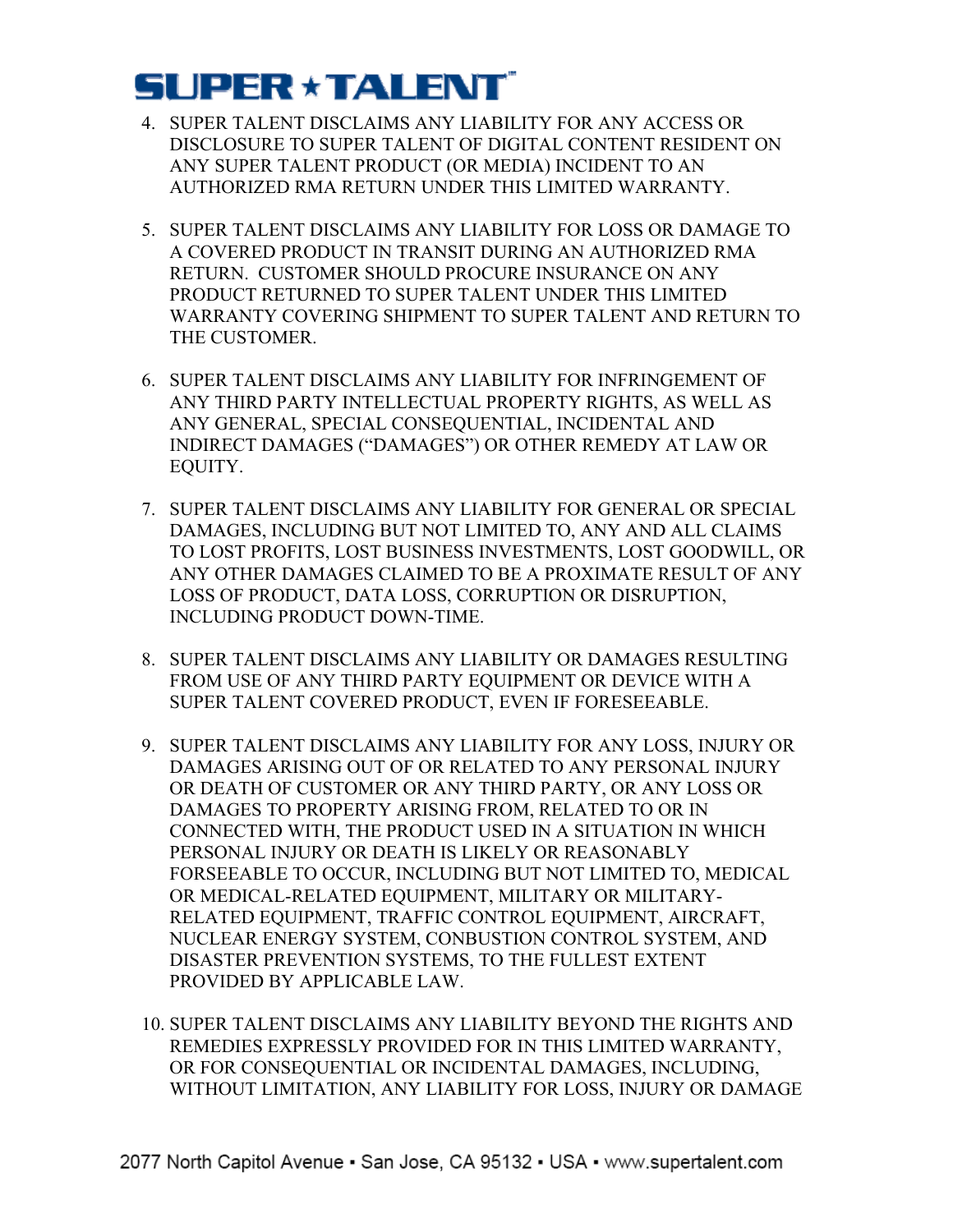4. SUPER TALENT DISCLAIMS ANY LIABILITY FOR ANY ACCESS OR DISCLOSURE TO SUPER TALENT OF DIGITAL CONTENT RESIDENT ON ANY SUPER TALENT PRODUCT (OR MEDIA) INCIDENT TO AN AUTHORIZED RMA RETURN UNDER THIS LIMITED WARRANTY.

5. SUPER TALENT DISCLAIMS ANY LIABILITY FOR LOSS OR DAMAGE TO A COVERED PRODUCT IN TRANSIT DURING AN AUTHORIZED RMA RETURN. CUSTOMER SHOULD PROCURE INSURANCE ON ANY PRODUCT RETURNED TO SUPER TALENT UNDER THIS LIMITED WARRANTY COVERING SHIPMENT TO SUPER TALENT AND RETURN TO THE CUSTOMER.

6. SUPER TALENT DISCLAIMS ANY LIABILITY FOR INFRINGEMENT OF ANY THIRD PARTY INTELLECTUAL PROPERTY RIGHTS, AS WELL AS ANY GENERAL, SPECIAL CONSEQUENTIAL, INCIDENTAL AND INDIRECT DAMAGES ("DAMAGES") OR OTHER REMEDY AT LAW OR EQUITY.

7. SUPER TALENT DISCLAIMS ANY LIABILITY FOR GENERAL OR SPECIAL DAMAGES, INCLUDING BUT NOT LIMITED TO, ANY AND ALL CLAIMS TO LOST PROFITS, LOST BUSINESS INVESTMENTS, LOST GOODWILL, OR ANY OTHER DAMAGES CLAIMED TO BE A PROXIMATE RESULT OF ANY LOSS OF PRODUCT, DATA LOSS, CORRUPTION OR DISRUPTION, INCLUDING PRODUCT DOWN-TIME.

8. SUPER TALENT DISCLAIMS ANY LIABILITY OR DAMAGES RESULTING FROM USE OF ANY THIRD PARTY EQUIPMENT OR DEVICE WITH A SUPER TALENT COVERED PRODUCT, EVEN IF FORESEEABLE.

9. SUPER TALENT DISCLAIMS ANY LIABILITY FOR ANY LOSS, INJURY OR DAMAGES ARISING OUT OF OR RELATED TO ANY PERSONAL INJURY OR DEATH OF CUSTOMER OR ANY THIRD PARTY, OR ANY LOSS OR DAMAGES TO PROPERTY ARISING FROM, RELATED TO OR IN CONNECTED WITH, THE PRODUCT USED IN A SITUATION IN WHICH PERSONAL INJURY OR DEATH IS LIKELY OR REASONABLY FORSEEABLE TO OCCUR, INCLUDING BUT NOT LIMITED TO, MEDICAL OR MEDICAL-RELATED EQUIPMENT, MILITARY OR MILITARY-RELATED EQUIPMENT, TRAFFIC CONTROL EQUIPMENT, AIRCRAFT, NUCLEAR ENERGY SYSTEM, CONBUSTION CONTROL SYSTEM, AND DISASTER PREVENTION SYSTEMS, TO THE FULLEST EXTENT PROVIDED BY APPLICABLE LAW.

10. SUPER TALENT DISCLAIMS ANY LIABILITY BEYOND THE RIGHTS AND REMEDIES EXPRESSLY PROVIDED FOR IN THIS LIMITED WARRANTY, OR FOR CONSEQUENTIAL OR INCIDENTAL DAMAGES, INCLUDING, WITHOUT LIMITATION, ANY LIABILITY FOR LOSS, INJURY OR DAMAGE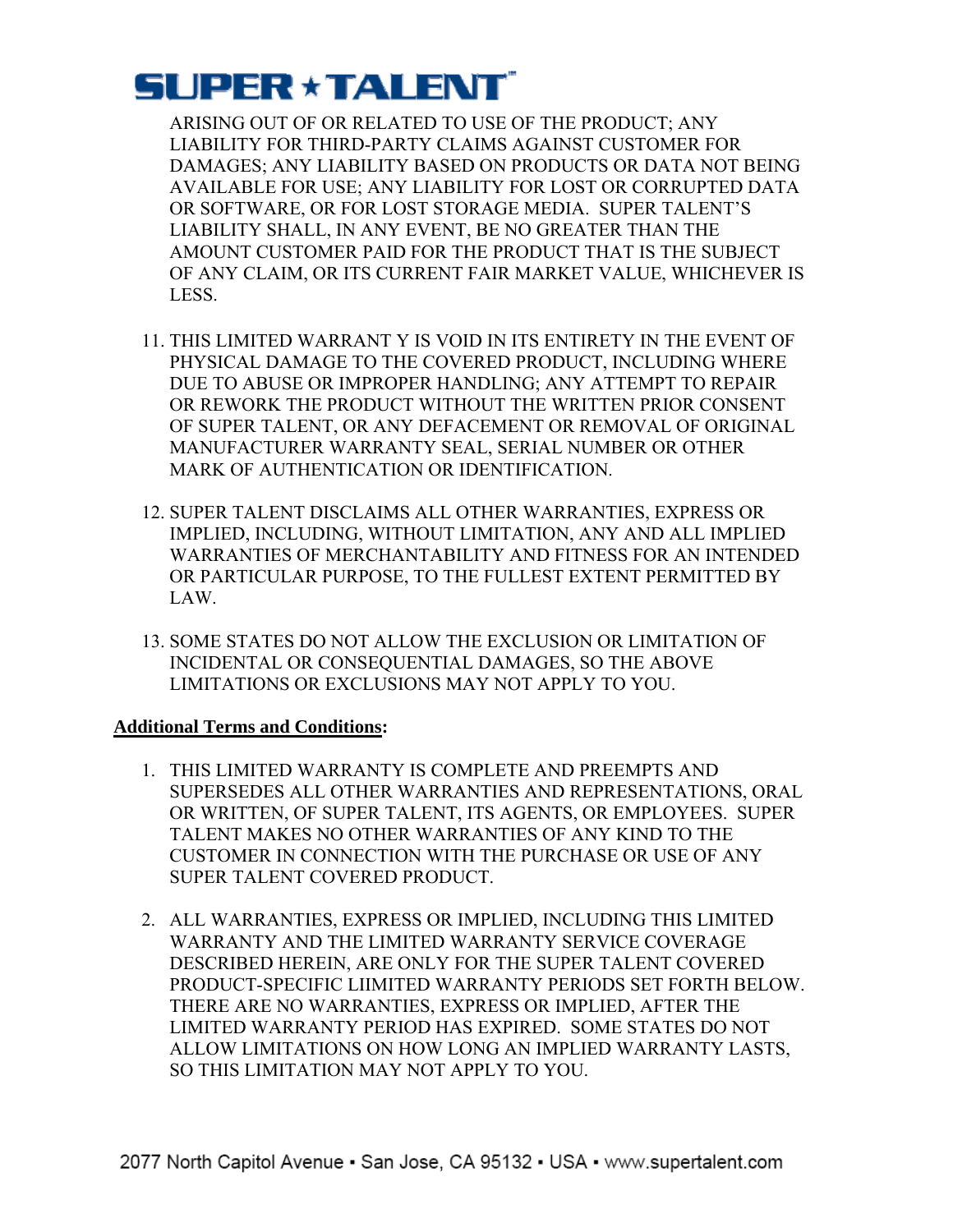ARISING OUT OF OR RELATED TO USE OF THE PRODUCT; ANY LIABILITY FOR THIRD-PARTY CLAIMS AGAINST CUSTOMER FOR DAMAGES; ANY LIABILITY BASED ON PRODUCTS OR DATA NOT BEING AVAILABLE FOR USE; ANY LIABILITY FOR LOST OR CORRUPTED DATA OR SOFTWARE, OR FOR LOST STORAGE MEDIA. SUPER TALENT'S LIABILITY SHALL, IN ANY EVENT, BE NO GREATER THAN THE AMOUNT CUSTOMER PAID FOR THE PRODUCT THAT IS THE SUBJECT OF ANY CLAIM, OR ITS CURRENT FAIR MARKET VALUE, WHICHEVER IS LESS.

11. THIS LIMITED WARRANT Y IS VOID IN ITS ENTIRETY IN THE EVENT OF PHYSICAL DAMAGE TO THE COVERED PRODUCT, INCLUDING WHERE DUE TO ABUSE OR IMPROPER HANDLING; ANY ATTEMPT TO REPAIR OR REWORK THE PRODUCT WITHOUT THE WRITTEN PRIOR CONSENT OF SUPER TALENT, OR ANY DEFACEMENT OR REMOVAL OF ORIGINAL MANUFACTURER WARRANTY SEAL, SERIAL NUMBER OR OTHER MARK OF AUTHENTICATION OR IDENTIFICATION.

12. SUPER TALENT DISCLAIMS ALL OTHER WARRANTIES, EXPRESS OR IMPLIED, INCLUDING, WITHOUT LIMITATION, ANY AND ALL IMPLIED WARRANTIES OF MERCHANTABILITY AND FITNESS FOR AN INTENDED OR PARTICULAR PURPOSE, TO THE FULLEST EXTENT PERMITTED BY LAW.

13. SOME STATES DO NOT ALLOW THE EXCLUSION OR LIMITATION OF INCIDENTAL OR CONSEQUENTIAL DAMAGES, SO THE ABOVE LIMITATIONS OR EXCLUSIONS MAY NOT APPLY TO YOU.

**Additional Terms and Conditions:**

1. THIS LIMITED WARRANTY IS COMPLETE AND PREEMPTS AND SUPERSEDES ALL OTHER WARRANTIES AND REPRESENTATIONS, ORAL OR WRITTEN, OF SUPER TALENT, ITS AGENTS, OR EMPLOYEES. SUPER TALENT MAKES NO OTHER WARRANTIES OF ANY KIND TO THE CUSTOMER IN CONNECTION WITH THE PURCHASE OR USE OF ANY SUPER TALENT COVERED PRODUCT.

2. ALL WARRANTIES, EXPRESS OR IMPLIED, INCLUDING THIS LIMITED WARRANTY AND THE LIMITED WARRANTY SERVICE COVERAGE DESCRIBED HEREIN, ARE ONLY FOR THE SUPER TALENT COVERED PRODUCT-SPECIFIC LIIMITED WARRANTY PERIODS SET FORTH BELOW. THERE ARE NO WARRANTIES, EXPRESS OR IMPLIED, AFTER THE LIMITED WARRANTY PERIOD HAS EXPIRED. SOME STATES DO NOT ALLOW LIMITATIONS ON HOW LONG AN IMPLIED WARRANTY LASTS, SO THIS LIMITATION MAY NOT APPLY TO YOU.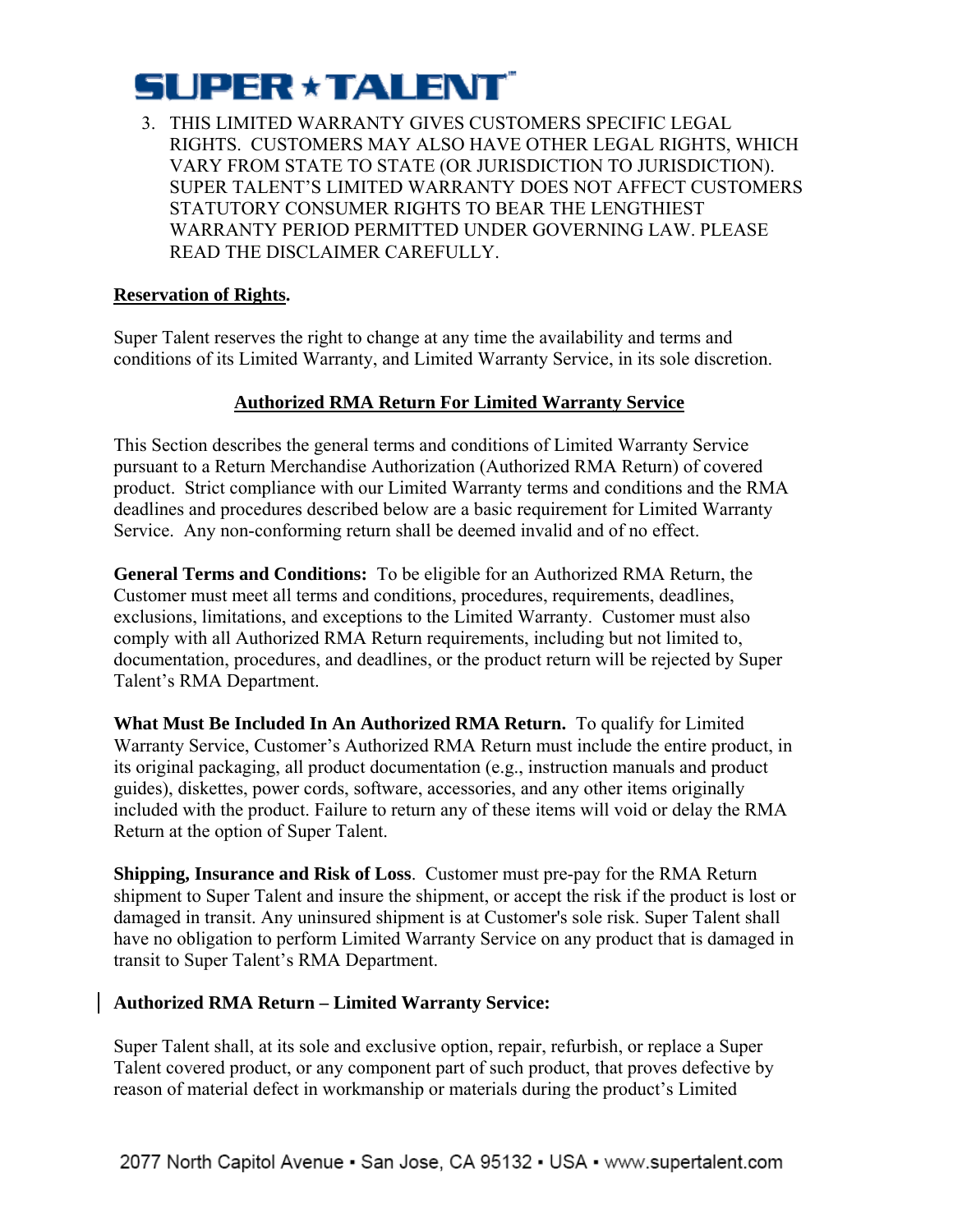3. THIS LIMITED WARRANTY GIVES CUSTOMERS SPECIFIC LEGAL RIGHTS. CUSTOMERS MAY ALSO HAVE OTHER LEGAL RIGHTS, WHICH VARY FROM STATE TO STATE (OR JURISDICTION TO JURISDICTION). SUPER TALENT'S LIMITED WARRANTY DOES NOT AFFECT CUSTOMERS STATUTORY CONSUMER RIGHTS TO BEAR THE LENGTHIEST WARRANTY PERIOD PERMITTED UNDER GOVERNING LAW. PLEASE READ THE DISCLAIMER CAREFULLY.

**Reservation of Rights.**

Super Talent reserves the right to change at any time the availability and terms and conditions of its Limited Warranty, and Limited Warranty Service, in its sole discretion.

## Authorized RMA Return For Limited Warranty Service

This Section describes the general terms and conditions of Limited Warranty Service pursuant to a Return Merchandise Authorization (Authorized RMA Return) of covered product. Strict compliance with our Limited Warranty terms and conditions and the RMA deadlines and procedures described below are a basic requirement for Limited Warranty Service. Any non-conforming return shall be deemed invalid and of no effect.

**General Terms and Conditions:** To be eligible for an Authorized RMA Return, the Customer must meet all terms and conditions, procedures, requirements, deadlines, exclusions, limitations, and exceptions to the Limited Warranty. Customer must also comply with all Authorized RMA Return requirements, including but not limited to, documentation, procedures, and deadlines, or the product return will be rejected by Super Talent's RMA Department.

**What Must Be Included In An Authorized RMA Return.** To qualify for Limited Warranty Service, Customer's Authorized RMA Return must include the entire product, in its original packaging, all product documentation (e.g., instruction manuals and product guides), diskettes, power cords, software, accessories, and any other items originally included with the product. Failure to return any of these items will void or delay the RMA Return at the option of Super Talent.

**Shipping, Insurance and Risk of Loss**. Customer must pre-pay for the RMA Return shipment to Super Talent and insure the shipment, or accept the risk if the product is lost or damaged in transit. Any uninsured shipment is at Customer's sole risk. Super Talent shall have no obligation to perform Limited Warranty Service on any product that is damaged in transit to Super Talent's RMA Department.

**Authorized RMA Return – Limited Warranty Service:**

Super Talent shall, at its sole and exclusive option, repair, refurbish, or replace a Super Talent covered product, or any component part of such product, that proves defective by reason of material defect in workmanship or materials during the product's Limited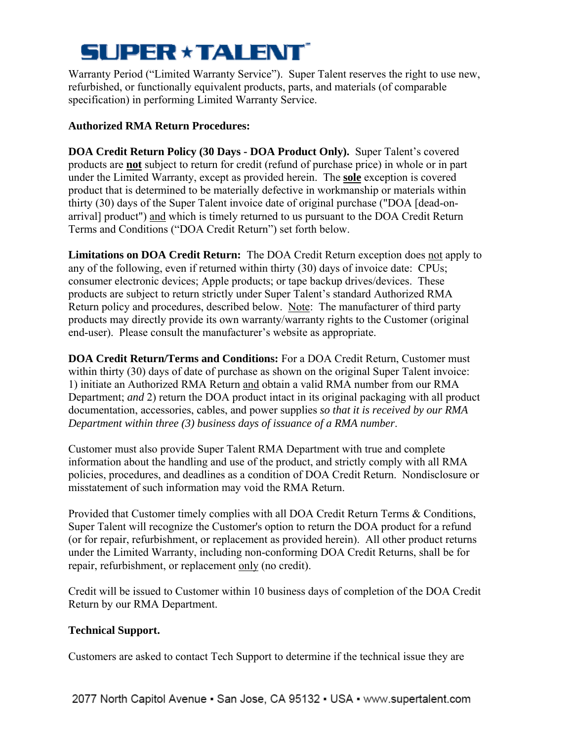Warranty Period ("Limited Warranty Service"). Super Talent reserves the right to use new, refurbished, or functionally equivalent products, parts, and materials (of comparable specification) in performing Limited Warranty Service.

**Authorized RMA Return Procedures:**

**DOA Credit Return Policy (30 Days - DOA Product Only).** Super Talent's covered products are **not** subject to return for credit (refund of purchase price) in whole or in part under the Limited Warranty, except as provided herein. The **sole** exception is covered product that is determined to be materially defective in workmanship or materials within thirty (30) days of the Super Talent invoice date of original purchase ("DOA [dead-on-arrival] product") and which is timely returned to us pursuant to the DOA Credit Return Terms and Conditions ("DOA Credit Return") set forth below.

**Limitations on DOA Credit Return:** The DOA Credit Return exception does not apply to any of the following, even if returned within thirty (30) days of invoice date: CPUs; consumer electronic devices; Apple products; or tape backup drives/devices. These products are subject to return strictly under Super Talent's standard Authorized RMA Return policy and procedures, described below. Note: The manufacturer of third party products may directly provide its own warranty/warranty rights to the Customer (original end-user). Please consult the manufacturer's website as appropriate.

**DOA Credit Return/Terms and Conditions:** For a DOA Credit Return, Customer must within thirty (30) days of date of purchase as shown on the original Super Talent invoice: 1) initiate an Authorized RMA Return and obtain a valid RMA number from our RMA Department; *and* 2) return the DOA product intact in its original packaging with all product documentation, accessories, cables, and power supplies *so that it is received by our RMA Department within three (3) business days of issuance of a RMA number*.

Customer must also provide Super Talent RMA Department with true and complete information about the handling and use of the product, and strictly comply with all RMA policies, procedures, and deadlines as a condition of DOA Credit Return. Nondisclosure or misstatement of such information may void the RMA Return.

Provided that Customer timely complies with all DOA Credit Return Terms & Conditions, Super Talent will recognize the Customer's option to return the DOA product for a refund (or for repair, refurbishment, or replacement as provided herein). All other product returns under the Limited Warranty, including non-conforming DOA Credit Returns, shall be for repair, refurbishment, or replacement only (no credit).

Credit will be issued to Customer within 10 business days of completion of the DOA Credit Return by our RMA Department.

**Technical Support.**

Customers are asked to contact Tech Support to determine if the technical issue they are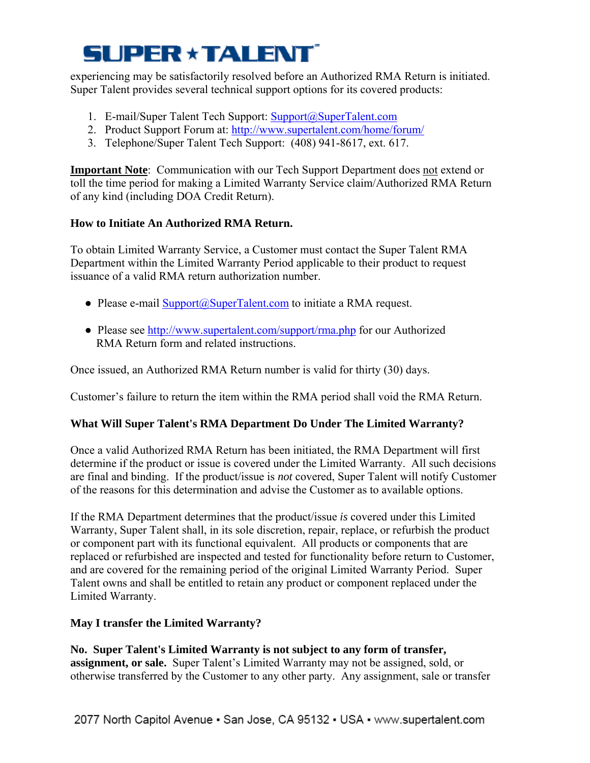experiencing may be satisfactorily resolved before an Authorized RMA Return is initiated. Super Talent provides several technical support options for its covered products:

1. E-mail/Super Talent Tech Support: Support@SuperTalent.com
2. Product Support Forum at: http://www.supertalent.com/home/forum/
3. Telephone/Super Talent Tech Support: (408) 941-8617, ext. 617.

**Important Note**: Communication with our Tech Support Department does not extend or toll the time period for making a Limited Warranty Service claim/Authorized RMA Return of any kind (including DOA Credit Return).

**How to Initiate An Authorized RMA Return.**

To obtain Limited Warranty Service, a Customer must contact the Super Talent RMA Department within the Limited Warranty Period applicable to their product to request issuance of a valid RMA return authorization number.

- Please e-mail Support@SuperTalent.com to initiate a RMA request.
- Please see http://www.supertalent.com/support/rma.php for our Authorized RMA Return form and related instructions.

Once issued, an Authorized RMA Return number is valid for thirty (30) days.

Customer's failure to return the item within the RMA period shall void the RMA Return.

**What Will Super Talent's RMA Department Do Under The Limited Warranty?**

Once a valid Authorized RMA Return has been initiated, the RMA Department will first determine if the product or issue is covered under the Limited Warranty. All such decisions are final and binding. If the product/issue is *not* covered, Super Talent will notify Customer of the reasons for this determination and advise the Customer as to available options.

If the RMA Department determines that the product/issue *is* covered under this Limited Warranty, Super Talent shall, in its sole discretion, repair, replace, or refurbish the product or component part with its functional equivalent. All products or components that are replaced or refurbished are inspected and tested for functionality before return to Customer, and are covered for the remaining period of the original Limited Warranty Period. Super Talent owns and shall be entitled to retain any product or component replaced under the Limited Warranty.

**May I transfer the Limited Warranty?**

**No. Super Talent's Limited Warranty is not subject to any form of transfer, assignment, or sale.** Super Talent's Limited Warranty may not be assigned, sold, or otherwise transferred by the Customer to any other party. Any assignment, sale or transfer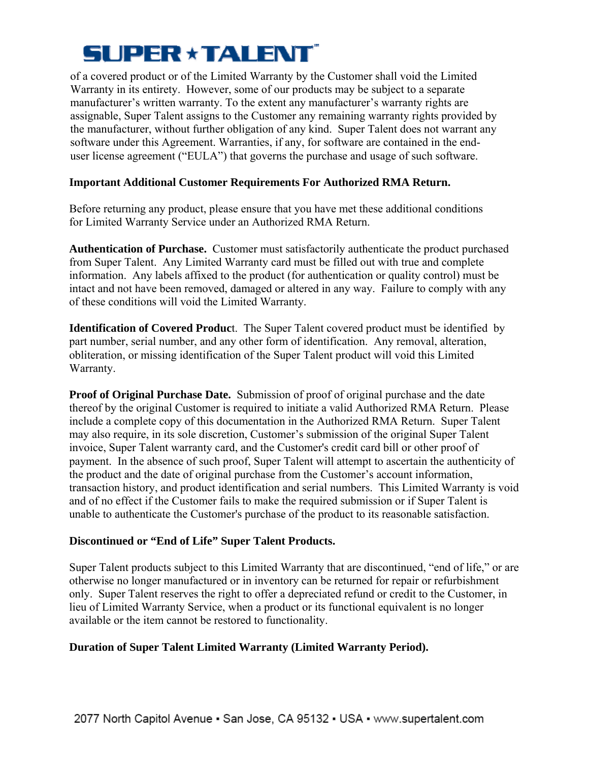of a covered product or of the Limited Warranty by the Customer shall void the Limited Warranty in its entirety. However, some of our products may be subject to a separate manufacturer's written warranty. To the extent any manufacturer's warranty rights are assignable, Super Talent assigns to the Customer any remaining warranty rights provided by the manufacturer, without further obligation of any kind. Super Talent does not warrant any software under this Agreement. Warranties, if any, for software are contained in the end-user license agreement ("EULA") that governs the purchase and usage of such software.

**Important Additional Customer Requirements For Authorized RMA Return.**

Before returning any product, please ensure that you have met these additional conditions for Limited Warranty Service under an Authorized RMA Return.

**Authentication of Purchase.** Customer must satisfactorily authenticate the product purchased from Super Talent. Any Limited Warranty card must be filled out with true and complete information. Any labels affixed to the product (for authentication or quality control) must be intact and not have been removed, damaged or altered in any way. Failure to comply with any of these conditions will void the Limited Warranty.

**Identification of Covered Produc**t. The Super Talent covered product must be identified by part number, serial number, and any other form of identification. Any removal, alteration, obliteration, or missing identification of the Super Talent product will void this Limited Warranty.

**Proof of Original Purchase Date.** Submission of proof of original purchase and the date thereof by the original Customer is required to initiate a valid Authorized RMA Return. Please include a complete copy of this documentation in the Authorized RMA Return. Super Talent may also require, in its sole discretion, Customer's submission of the original Super Talent invoice, Super Talent warranty card, and the Customer's credit card bill or other proof of payment. In the absence of such proof, Super Talent will attempt to ascertain the authenticity of the product and the date of original purchase from the Customer's account information, transaction history, and product identification and serial numbers. This Limited Warranty is void and of no effect if the Customer fails to make the required submission or if Super Talent is unable to authenticate the Customer's purchase of the product to its reasonable satisfaction.

**Discontinued or "End of Life" Super Talent Products.**

Super Talent products subject to this Limited Warranty that are discontinued, "end of life," or are otherwise no longer manufactured or in inventory can be returned for repair or refurbishment only. Super Talent reserves the right to offer a depreciated refund or credit to the Customer, in lieu of Limited Warranty Service, when a product or its functional equivalent is no longer available or the item cannot be restored to functionality.

**Duration of Super Talent Limited Warranty (Limited Warranty Period).**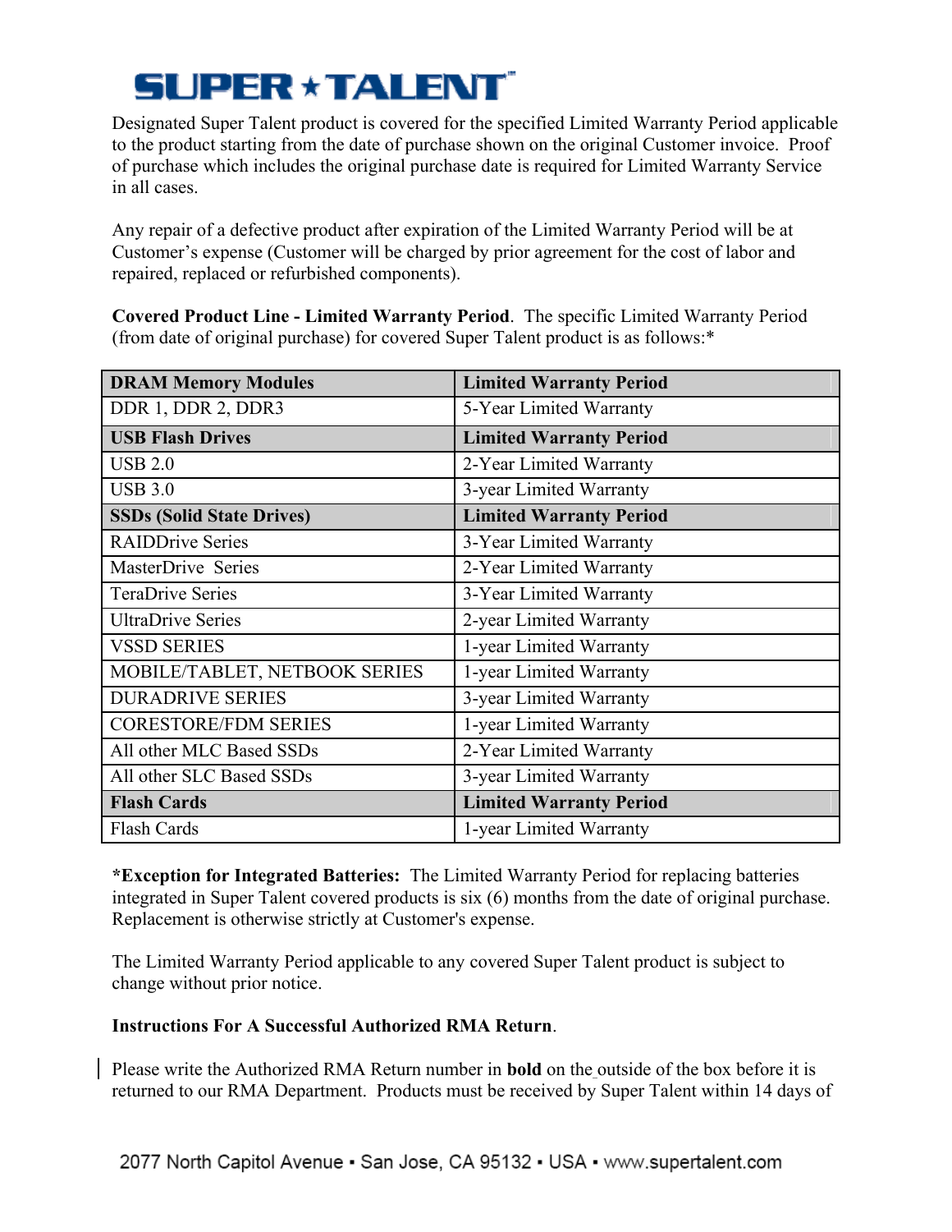SUPER ★ TALENT

Designated Super Talent product is covered for the specified Limited Warranty Period applicable to the product starting from the date of purchase shown on the original Customer invoice. Proof of purchase which includes the original purchase date is required for Limited Warranty Service in all cases.

Any repair of a defective product after expiration of the Limited Warranty Period will be at Customer's expense (Customer will be charged by prior agreement for the cost of labor and repaired, replaced or refurbished components).

**Covered Product Line - Limited Warranty Period**. The specific Limited Warranty Period (from date of original purchase) for covered Super Talent product is as follows:*

| DRAM Memory Modules | Limited Warranty Period |
|---|---|
| DDR 1, DDR 2, DDR3 | 5-Year Limited Warranty |
| **USB Flash Drives** | **Limited Warranty Period** |
| USB 2.0 | 2-Year Limited Warranty |
| USB 3.0 | 3-year Limited Warranty |
| **SSDs (Solid State Drives)** | **Limited Warranty Period** |
| RAIDDrive Series | 3-Year Limited Warranty |
| MasterDrive Series | 2-Year Limited Warranty |
| TeraDrive Series | 3-Year Limited Warranty |
| UltraDrive Series | 2-year Limited Warranty |
| VSSD SERIES | 1-year Limited Warranty |
| MOBILE/TABLET, NETBOOK SERIES | 1-year Limited Warranty |
| DURADRIVE SERIES | 3-year Limited Warranty |
| CORESTORE/FDM SERIES | 1-year Limited Warranty |
| All other MLC Based SSDs | 2-Year Limited Warranty |
| All other SLC Based SSDs | 3-year Limited Warranty |
| **Flash Cards** | **Limited Warranty Period** |
| Flash Cards | 1-year Limited Warranty |

***Exception for Integrated Batteries:** The Limited Warranty Period for replacing batteries integrated in Super Talent covered products is six (6) months from the date of original purchase. Replacement is otherwise strictly at Customer's expense.

The Limited Warranty Period applicable to any covered Super Talent product is subject to change without prior notice.

**Instructions For A Successful Authorized RMA Return**.

Please write the Authorized RMA Return number in **bold** on the outside of the box before it is returned to our RMA Department. Products must be received by Super Talent within 14 days of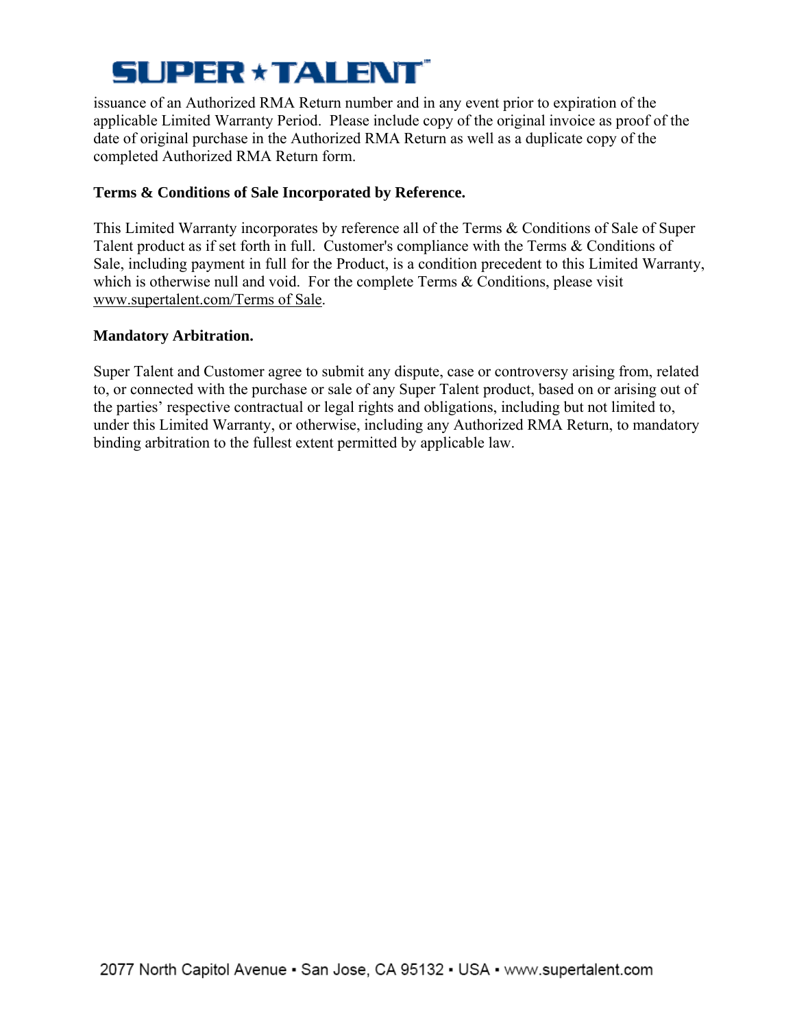issuance of an Authorized RMA Return number and in any event prior to expiration of the applicable Limited Warranty Period. Please include copy of the original invoice as proof of the date of original purchase in the Authorized RMA Return as well as a duplicate copy of the completed Authorized RMA Return form.

**Terms & Conditions of Sale Incorporated by Reference.**

This Limited Warranty incorporates by reference all of the Terms & Conditions of Sale of Super Talent product as if set forth in full. Customer's compliance with the Terms & Conditions of Sale, including payment in full for the Product, is a condition precedent to this Limited Warranty, which is otherwise null and void. For the complete Terms & Conditions, please visit www.supertalent.com/Terms of Sale.

**Mandatory Arbitration.**

Super Talent and Customer agree to submit any dispute, case or controversy arising from, related to, or connected with the purchase or sale of any Super Talent product, based on or arising out of the parties' respective contractual or legal rights and obligations, including but not limited to, under this Limited Warranty, or otherwise, including any Authorized RMA Return, to mandatory binding arbitration to the fullest extent permitted by applicable law.